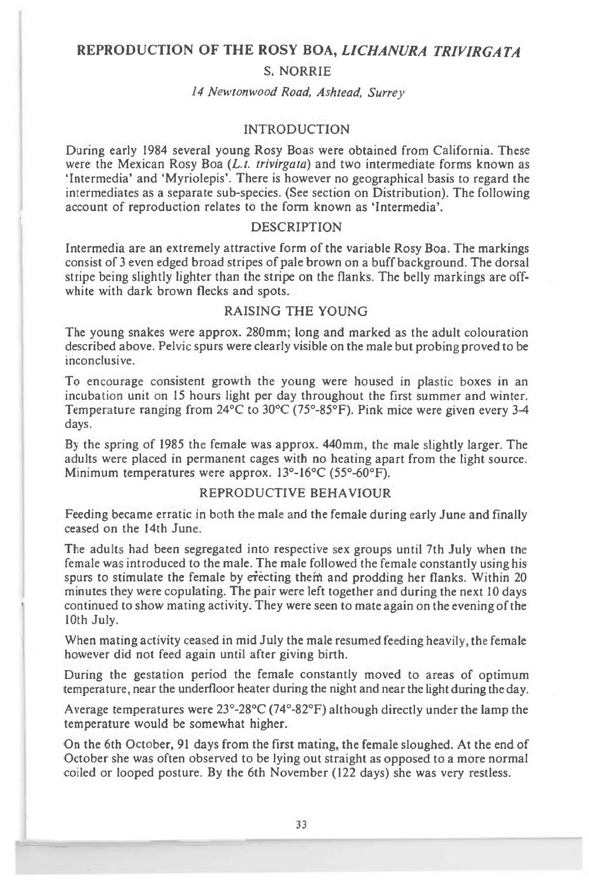# REPRODUCTION OF THE ROSY BOA, *LICHANURA TRIVIRGATA*

S. NORRIE

*14 Newtonwood Road, Ashtead, Surrey*

## INTRODUCTION

During early 1984 several young Rosy Boas were obtained from California. These were the Mexican Rosy Boa (*L.t. trivirgata*) and two intermediate forms known as 'Intermedia' and 'Myriolepis'. There is however no geographical basis to regard the intermediates as a separate sub-species. (See section on Distribution). The following account of reproduction relates to the form known as 'Intermedia'.

## DESCRIPTION

Intermedia are an extremely attractive form of the variable Rosy Boa. The markings consist of 3 even edged broad stripes of pale brown on a buff background. The dorsal stripe being slightly lighter than the stripe on the flanks. The belly markings are off-white with dark brown flecks and spots.

## RAISING THE YOUNG

The young snakes were approx. 280mm; long and marked as the adult colouration described above. Pelvic spurs were clearly visible on the male but probing proved to be inconclusive.

To encourage consistent growth the young were housed in plastic boxes in an incubation unit on 15 hours light per day throughout the first summer and winter. Temperature ranging from 24°C to 30°C (75°-85°F). Pink mice were given every 3-4 days.

By the spring of 1985 the female was approx. 440mm, the male slightly larger. The adults were placed in permanent cages with no heating apart from the light source. Minimum temperatures were approx. 13°-16°C (55°-60°F).

## REPRODUCTIVE BEHAVIOUR

Feeding became erratic in both the male and the female during early June and finally ceased on the 14th June.

The adults had been segregated into respective sex groups until 7th July when the female was introduced to the male. The male followed the female constantly using his spurs to stimulate the female by erecting them and prodding her flanks. Within 20 minutes they were copulating. The pair were left together and during the next 10 days continued to show mating activity. They were seen to mate again on the evening of the 10th July.

When mating activity ceased in mid July the male resumed feeding heavily, the female however did not feed again until after giving birth.

During the gestation period the female constantly moved to areas of optimum temperature, near the underfloor heater during the night and near the light during the day.

Average temperatures were 23°-28°C (74°-82°F) although directly under the lamp the temperature would be somewhat higher.

On the 6th October, 91 days from the first mating, the female sloughed. At the end of October she was often observed to be lying out straight as opposed to a more normal coiled or looped posture. By the 6th November (122 days) she was very restless.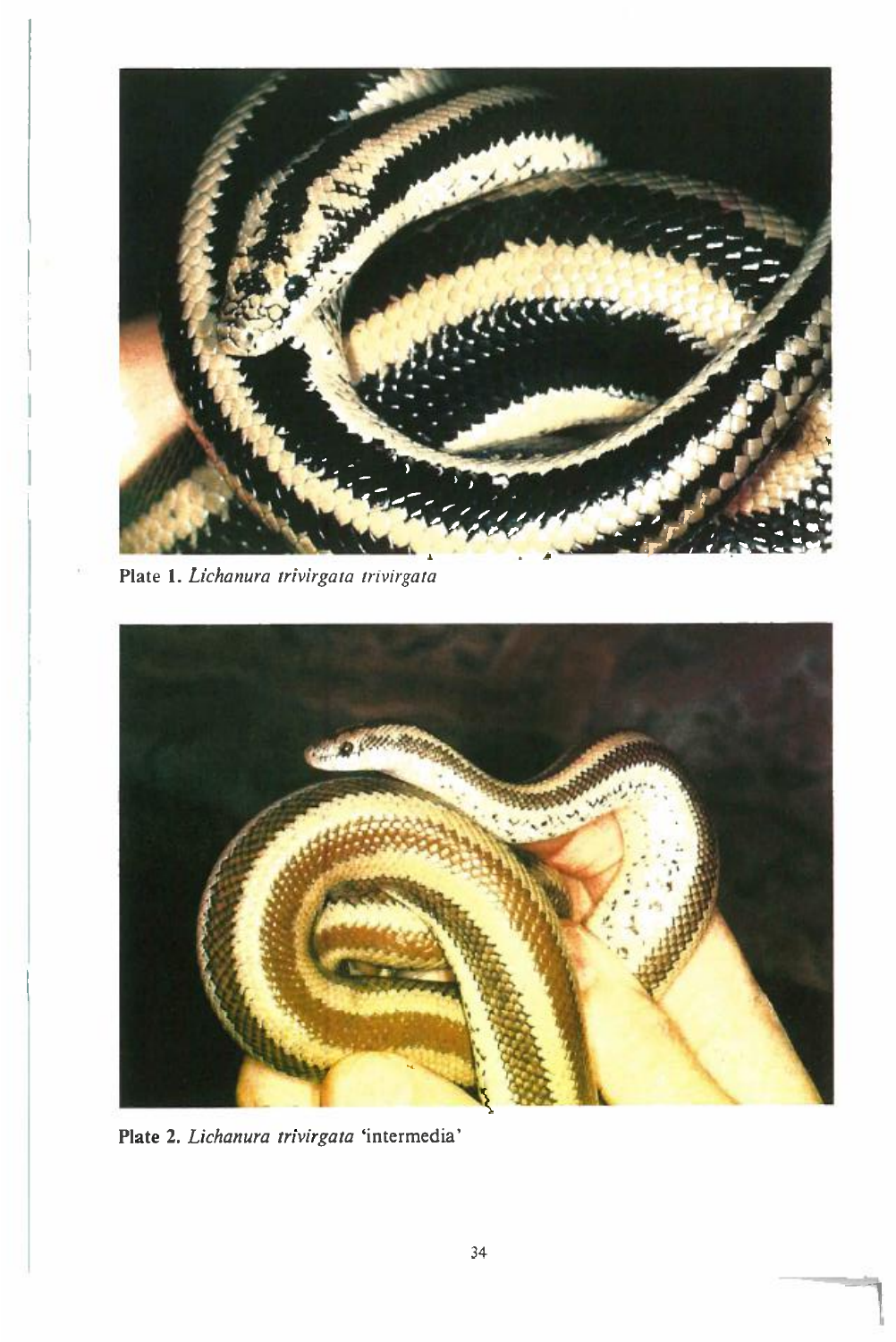Plate 1. *Lichanura trivirgata trivirgata*

Plate 2. *Lichanura trivirgata* 'intermedia'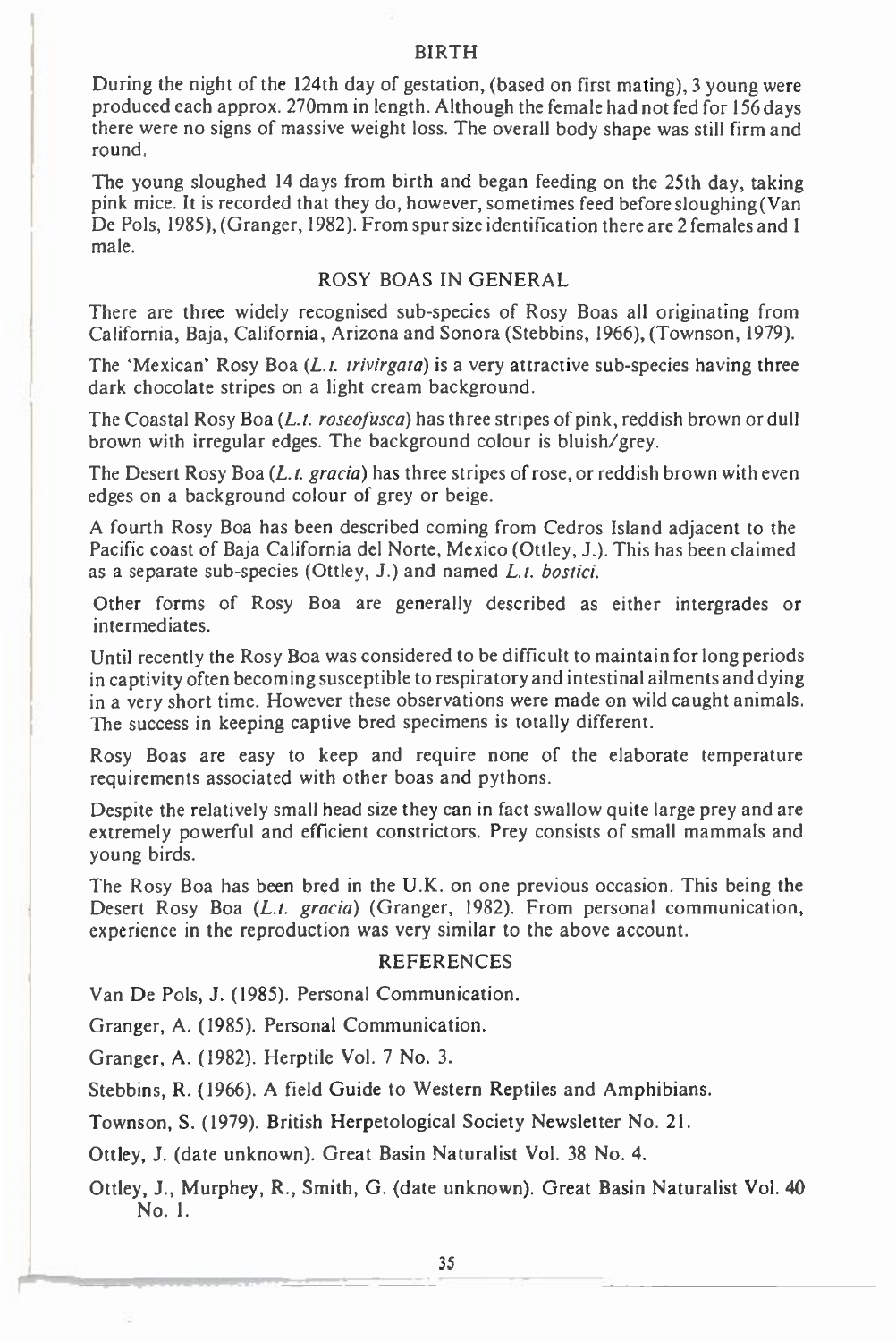## BIRTH

During the night of the 124th day of gestation, (based on first mating), 3 young were produced each approx. 270mm in length. Although the female had not fed for 156 days there were no signs of massive weight loss. The overall body shape was still firm and round.

The young sloughed 14 days from birth and began feeding on the 25th day, taking pink mice. It is recorded that they do, however, sometimes feed before sloughing (Van De Pols, 1985), (Granger, 1982). From spur size identification there are 2 females and 1 male.

## ROSY BOAS IN GENERAL

There are three widely recognised sub-species of Rosy Boas all originating from California, Baja, California, Arizona and Sonora (Stebbins, 1966), (Townson, 1979).

The 'Mexican' Rosy Boa (*L.t. trivirgata*) is a very attractive sub-species having three dark chocolate stripes on a light cream background.

The Coastal Rosy Boa (*L.t. roseofusca*) has three stripes of pink, reddish brown or dull brown with irregular edges. The background colour is bluish/grey.

The Desert Rosy Boa (*L.t. gracia*) has three stripes of rose, or reddish brown with even edges on a background colour of grey or beige.

A fourth Rosy Boa has been described coming from Cedros Island adjacent to the Pacific coast of Baja California del Norte, Mexico (Ottley, J.). This has been claimed as a separate sub-species (Ottley, J.) and named *L.t. bostici.*

Other forms of Rosy Boa are generally described as either intergrades or intermediates.

Until recently the Rosy Boa was considered to be difficult to maintain for long periods in captivity often becoming susceptible to respiratory and intestinal ailments and dying in a very short time. However these observations were made on wild caught animals. The success in keeping captive bred specimens is totally different.

Rosy Boas are easy to keep and require none of the elaborate temperature requirements associated with other boas and pythons.

Despite the relatively small head size they can in fact swallow quite large prey and are extremely powerful and efficient constrictors. Prey consists of small mammals and young birds.

The Rosy Boa has been bred in the U.K. on one previous occasion. This being the Desert Rosy Boa (*L.t. gracia*) (Granger, 1982). From personal communication, experience in the reproduction was very similar to the above account.

## REFERENCES

Van De Pols, J. (1985). Personal Communication.

Granger, A. (1985). Personal Communication.

Granger, A. (1982). Herptile Vol. 7 No. 3.

Stebbins, R. (1966). A field Guide to Western Reptiles and Amphibians.

Townson, S. (1979). British Herpetological Society Newsletter No. 21.

Ottley, J. (date unknown). Great Basin Naturalist Vol. 38 No. 4.

Ottley, J., Murphey, R., Smith, G. (date unknown). Great Basin Naturalist Vol. 40 No. 1.